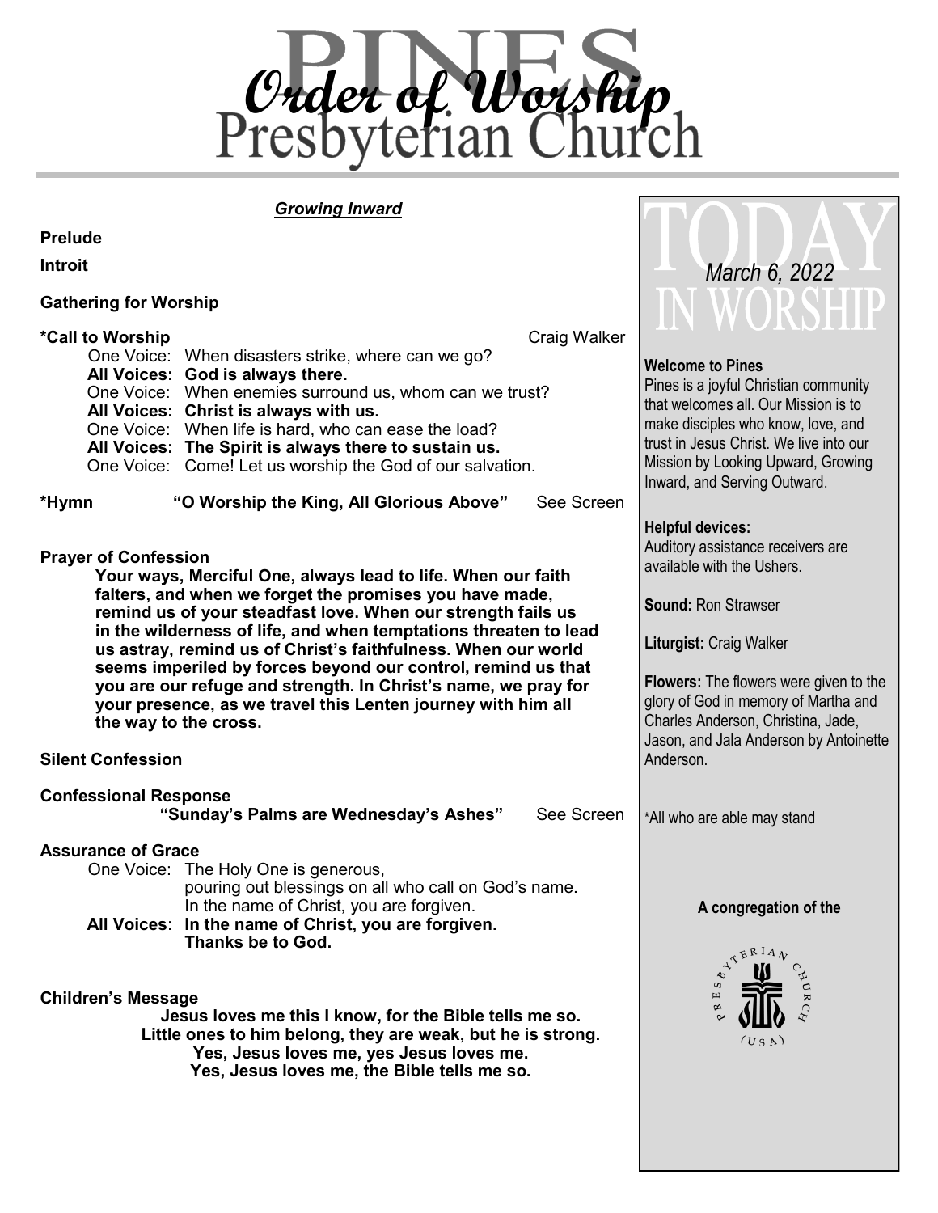# Order of Worship

# Pines Presbyterian Church

***Growing Inward***

**Prelude**

**Introit**

**Gathering for Worship**

**\*Call to Worship** Craig Walker

One Voice: When disasters strike, where can we go?
**All Voices: God is always there.**
One Voice: When enemies surround us, whom can we trust?
**All Voices: Christ is always with us.**
One Voice: When life is hard, who can ease the load?
**All Voices: The Spirit is always there to sustain us.**
One Voice: Come! Let us worship the God of our salvation.

**\*Hymn "O Worship the King, All Glorious Above"** See Screen

**Prayer of Confession**

**Your ways, Merciful One, always lead to life. When our faith falters, and when we forget the promises you have made, remind us of your steadfast love. When our strength fails us in the wilderness of life, and when temptations threaten to lead us astray, remind us of Christ's faithfulness. When our world seems imperiled by forces beyond our control, remind us that you are our refuge and strength. In Christ's name, we pray for your presence, as we travel this Lenten journey with him all the way to the cross.**

**Silent Confession**

**Confessional Response**
**"Sunday's Palms are Wednesday's Ashes"** See Screen

**Assurance of Grace**

One Voice: The Holy One is generous,
pouring out blessings on all who call on God's name.
In the name of Christ, you are forgiven.
**All Voices: In the name of Christ, you are forgiven.**
**Thanks be to God.**

**Children's Message**

**Jesus loves me this I know, for the Bible tells me so.**
**Little ones to him belong, they are weak, but he is strong.**
**Yes, Jesus loves me, yes Jesus loves me.**
**Yes, Jesus loves me, the Bible tells me so.**

---

## TODAY IN WORSHIP

*March 6, 2022*

**Welcome to Pines**
Pines is a joyful Christian community that welcomes all. Our Mission is to make disciples who know, love, and trust in Jesus Christ. We live into our Mission by Looking Upward, Growing Inward, and Serving Outward.

**Helpful devices:**
Auditory assistance receivers are available with the Ushers.

**Sound:** Ron Strawser

**Liturgist:** Craig Walker

**Flowers:** The flowers were given to the glory of God in memory of Martha and Charles Anderson, Christina, Jade, Jason, and Jala Anderson by Antoinette Anderson.

\*All who are able may stand

**A congregation of the**

PRESBYTERIAN CHURCH (USA)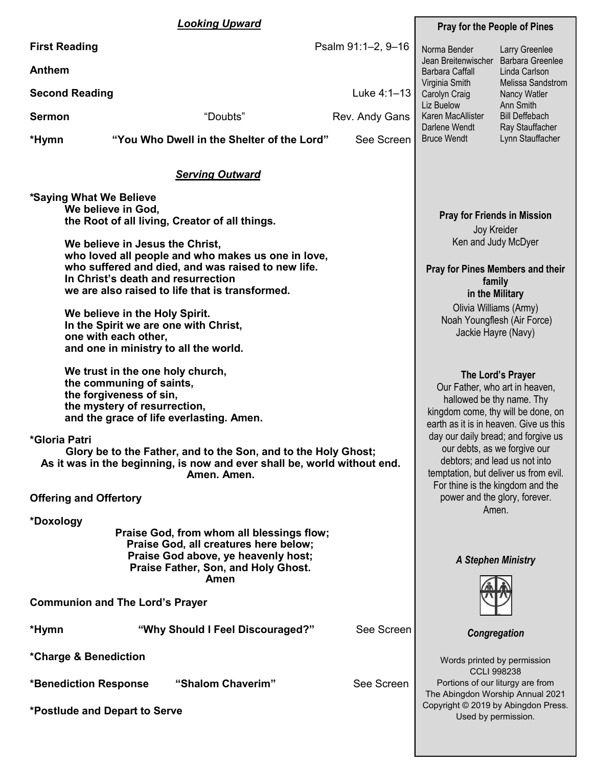## *Looking Upward*

**First Reading** Psalm 91:1–2, 9–16

**Anthem**

**Second Reading** Luke 4:1–13

**Sermon** "Doubts" Rev. Andy Gans

**\*Hymn** **"You Who Dwell in the Shelter of the Lord"** See Screen

## *Serving Outward*

**\*Saying What We Believe**

**We believe in God,**
**the Root of all living, Creator of all things.**

**We believe in Jesus the Christ,**
**who loved all people and who makes us one in love,**
**who suffered and died, and was raised to new life.**
**In Christ's death and resurrection**
**we are also raised to life that is transformed.**

**We believe in the Holy Spirit.**
**In the Spirit we are one with Christ,**
**one with each other,**
**and one in ministry to all the world.**

**We trust in the one holy church,**
**the communing of saints,**
**the forgiveness of sin,**
**the mystery of resurrection,**
**and the grace of life everlasting. Amen.**

**\*Gloria Patri**

**Glory be to the Father, and to the Son, and to the Holy Ghost;**
**As it was in the beginning, is now and ever shall be, world without end.**
**Amen. Amen.**

**Offering and Offertory**

**\*Doxology**

**Praise God, from whom all blessings flow;**
**Praise God, all creatures here below;**
**Praise God above, ye heavenly host;**
**Praise Father, Son, and Holy Ghost.**
**Amen**

**Communion and The Lord's Prayer**

**\*Hymn** **"Why Should I Feel Discouraged?"** See Screen

**\*Charge & Benediction**

**\*Benediction Response** **"Shalom Chaverim"** See Screen

**\*Postlude and Depart to Serve**

---

### Pray for the People of Pines

Norma Bender
Jean Breitenwischer
Barbara Caffall
Virginia Smith
Carolyn Craig
Liz Buelow
Karen MacAllister
Darlene Wendt
Bruce Wendt
Larry Greenlee
Barbara Greenlee
Linda Carlson
Melissa Sandstrom
Nancy Watler
Ann Smith
Bill Deffebach
Ray Stauffacher
Lynn Stauffacher

### Pray for Friends in Mission

Joy Kreider
Ken and Judy McDyer

### Pray for Pines Members and their family in the Military

Olivia Williams (Army)
Noah Youngflesh (Air Force)
Jackie Hayre (Navy)

### The Lord's Prayer

Our Father, who art in heaven, hallowed be thy name. Thy kingdom come, thy will be done, on earth as it is in heaven. Give us this day our daily bread; and forgive us our debts, as we forgive our debtors; and lead us not into temptation, but deliver us from evil. For thine is the kingdom and the power and the glory, forever. Amen.

***A Stephen Ministry***

***Congregation***

Words printed by permission
CCLI 998238
Portions of our liturgy are from
The Abingdon Worship Annual 2021
Copyright © 2019 by Abingdon Press.
Used by permission.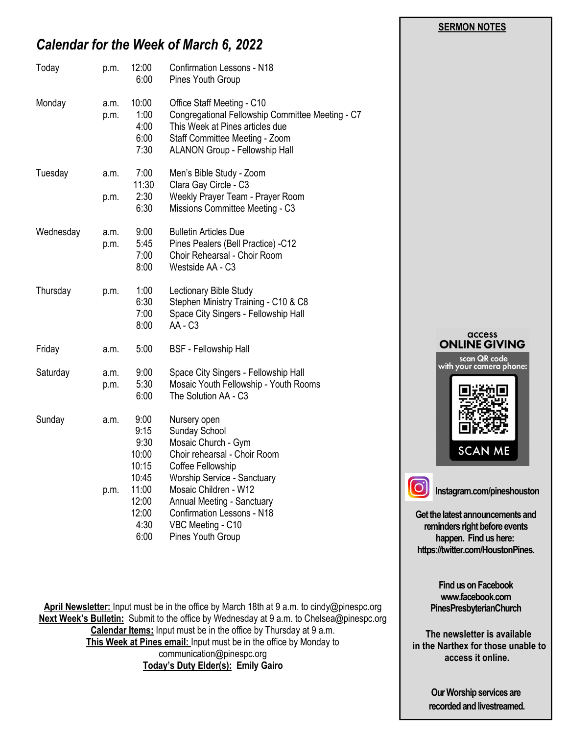## *Calendar for the Week of March 6, 2022*

| Day | | Time | Event |
|---|---|---|---|
| Today | p.m. | 12:00 | Confirmation Lessons - N18 |
| | | 6:00 | Pines Youth Group |
| Monday | a.m. | 10:00 | Office Staff Meeting - C10 |
| | p.m. | 1:00 | Congregational Fellowship Committee Meeting - C7 |
| | | 4:00 | This Week at Pines articles due |
| | | 6:00 | Staff Committee Meeting - Zoom |
| | | 7:30 | ALANON Group - Fellowship Hall |
| Tuesday | a.m. | 7:00 | Men's Bible Study - Zoom |
| | | 11:30 | Clara Gay Circle - C3 |
| | p.m. | 2:30 | Weekly Prayer Team - Prayer Room |
| | | 6:30 | Missions Committee Meeting - C3 |
| Wednesday | a.m. | 9:00 | Bulletin Articles Due |
| | p.m. | 5:45 | Pines Pealers (Bell Practice) -C12 |
| | | 7:00 | Choir Rehearsal - Choir Room |
| | | 8:00 | Westside AA - C3 |
| Thursday | p.m. | 1:00 | Lectionary Bible Study |
| | | 6:30 | Stephen Ministry Training - C10 & C8 |
| | | 7:00 | Space City Singers - Fellowship Hall |
| | | 8:00 | AA - C3 |
| Friday | a.m. | 5:00 | BSF - Fellowship Hall |
| Saturday | a.m. | 9:00 | Space City Singers - Fellowship Hall |
| | p.m. | 5:30 | Mosaic Youth Fellowship - Youth Rooms |
| | | 6:00 | The Solution AA - C3 |
| Sunday | a.m. | 9:00 | Nursery open |
| | | 9:15 | Sunday School |
| | | 9:30 | Mosaic Church - Gym |
| | | 10:00 | Choir rehearsal - Choir Room |
| | | 10:15 | Coffee Fellowship |
| | | 10:45 | Worship Service - Sanctuary |
| | p.m. | 11:00 | Mosaic Children - W12 |
| | | 12:00 | Annual Meeting - Sanctuary |
| | | 12:00 | Confirmation Lessons - N18 |
| | | 4:30 | VBC Meeting - C10 |
| | | 6:00 | Pines Youth Group |

**April Newsletter:** Input must be in the office by March 18th at 9 a.m. to cindy@pinespc.org
**Next Week's Bulletin:** Submit to the office by Wednesday at 9 a.m. to Chelsea@pinespc.org
**Calendar Items:** Input must be in the office by Thursday at 9 a.m.
**This Week at Pines email:** Input must be in the office by Monday to communication@pinespc.org
**Today's Duty Elder(s): Emily Gairo**

**SERMON NOTES**

access
**ONLINE GIVING**
scan QR code with your camera phone:
SCAN ME

**Instagram.com/pineshouston**

**Get the latest announcements and reminders right before events happen. Find us here: https://twitter.com/HoustonPines.**

**Find us on Facebook www.facebook.com PinesPresbyterianChurch**

**The newsletter is available in the Narthex for those unable to access it online.**

**Our Worship services are recorded and livestreamed.**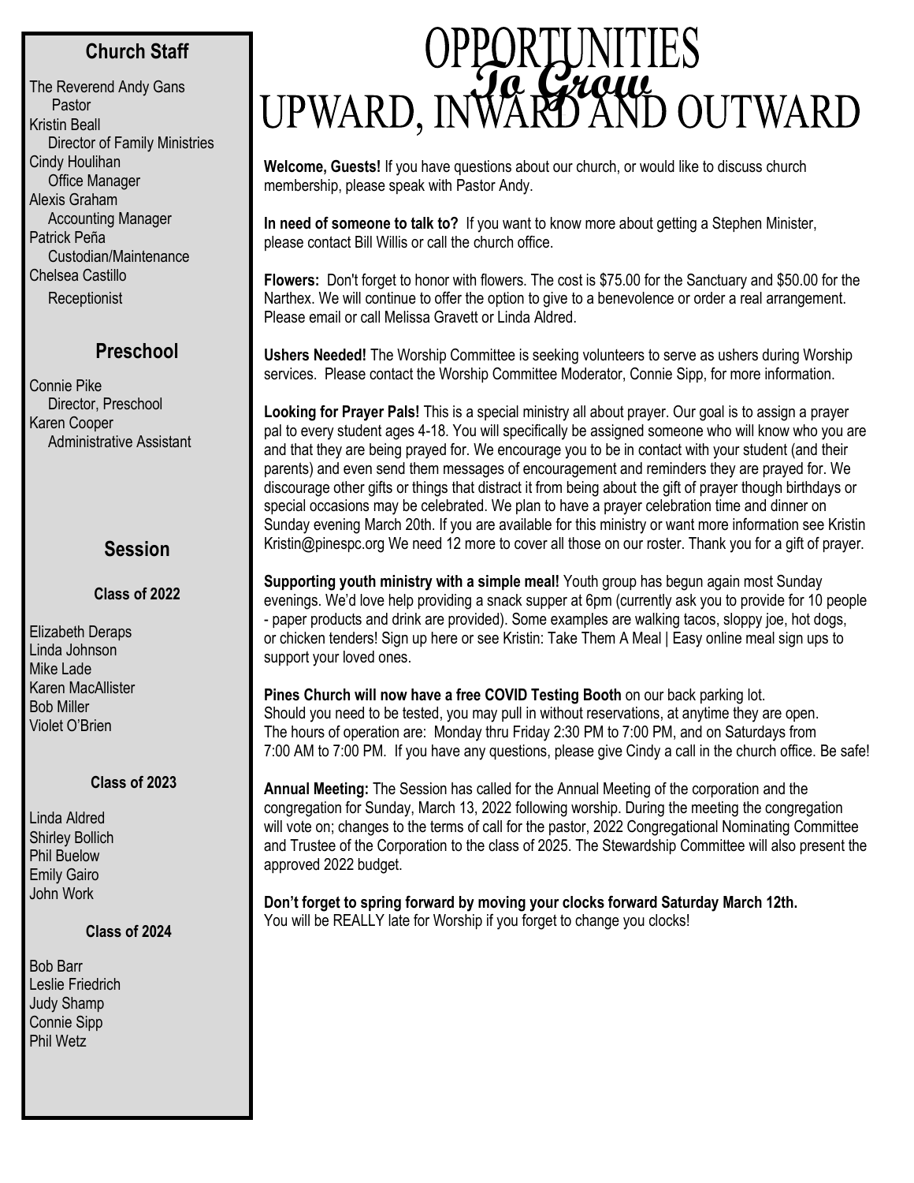## Church Staff

The Reverend Andy Gans
Pastor
Kristin Beall
Director of Family Ministries
Cindy Houlihan
Office Manager
Alexis Graham
Accounting Manager
Patrick Peña
Custodian/Maintenance
Chelsea Castillo
Receptionist

## Preschool

Connie Pike
Director, Preschool
Karen Cooper
Administrative Assistant

## Session

### Class of 2022

Elizabeth Deraps
Linda Johnson
Mike Lade
Karen MacAllister
Bob Miller
Violet O'Brien

### Class of 2023

Linda Aldred
Shirley Bollich
Phil Buelow
Emily Gairo
John Work

### Class of 2024

Bob Barr
Leslie Friedrich
Judy Shamp
Connie Sipp
Phil Wetz

# OPPORTUNITIES *To Grow* UPWARD, INWARD AND OUTWARD

**Welcome, Guests!** If you have questions about our church, or would like to discuss church membership, please speak with Pastor Andy.

**In need of someone to talk to?** If you want to know more about getting a Stephen Minister, please contact Bill Willis or call the church office.

**Flowers:** Don't forget to honor with flowers. The cost is $75.00 for the Sanctuary and $50.00 for the Narthex. We will continue to offer the option to give to a benevolence or order a real arrangement. Please email or call Melissa Gravett or Linda Aldred.

**Ushers Needed!** The Worship Committee is seeking volunteers to serve as ushers during Worship services. Please contact the Worship Committee Moderator, Connie Sipp, for more information.

**Looking for Prayer Pals!** This is a special ministry all about prayer. Our goal is to assign a prayer pal to every student ages 4-18. You will specifically be assigned someone who will know who you are and that they are being prayed for. We encourage you to be in contact with your student (and their parents) and even send them messages of encouragement and reminders they are prayed for. We discourage other gifts or things that distract it from being about the gift of prayer though birthdays or special occasions may be celebrated. We plan to have a prayer celebration time and dinner on Sunday evening March 20th. If you are available for this ministry or want more information see Kristin Kristin@pinespc.org We need 12 more to cover all those on our roster. Thank you for a gift of prayer.

**Supporting youth ministry with a simple meal!** Youth group has begun again most Sunday evenings. We'd love help providing a snack supper at 6pm (currently ask you to provide for 10 people - paper products and drink are provided). Some examples are walking tacos, sloppy joe, hot dogs, or chicken tenders! Sign up here or see Kristin: Take Them A Meal | Easy online meal sign ups to support your loved ones.

**Pines Church will now have a free COVID Testing Booth** on our back parking lot.
Should you need to be tested, you may pull in without reservations, at anytime they are open.
The hours of operation are: Monday thru Friday 2:30 PM to 7:00 PM, and on Saturdays from 7:00 AM to 7:00 PM. If you have any questions, please give Cindy a call in the church office. Be safe!

**Annual Meeting:** The Session has called for the Annual Meeting of the corporation and the congregation for Sunday, March 13, 2022 following worship. During the meeting the congregation will vote on; changes to the terms of call for the pastor, 2022 Congregational Nominating Committee and Trustee of the Corporation to the class of 2025. The Stewardship Committee will also present the approved 2022 budget.

**Don't forget to spring forward by moving your clocks forward Saturday March 12th.**
You will be REALLY late for Worship if you forget to change you clocks!